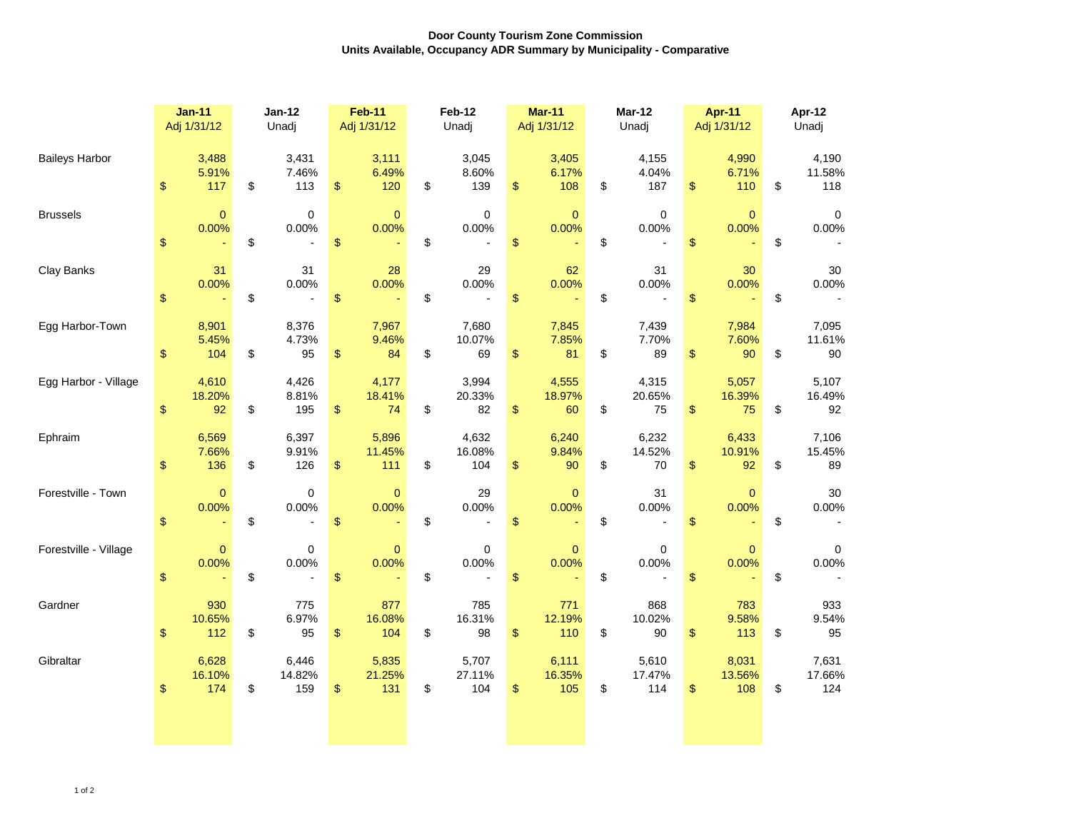**Door County Tourism Zone Commission**
**Units Available, Occupancy ADR Summary by Municipality - Comparative**

| | Jan-11 Adj 1/31/12 | Jan-12 Unadj | Feb-11 Adj 1/31/12 | Feb-12 Unadj | Mar-11 Adj 1/31/12 | Mar-12 Unadj | Apr-11 Adj 1/31/12 | Apr-12 Unadj |
|---|---|---|---|---|---|---|---|---|
| Baileys Harbor | 3,488 | 3,431 | 3,111 | 3,045 | 3,405 | 4,155 | 4,990 | 4,190 |
| | 5.91% | 7.46% | 6.49% | 8.60% | 6.17% | 4.04% | 6.71% | 11.58% |
| | $ 117 | $ 113 | $ 120 | $ 139 | $ 108 | $ 187 | $ 110 | $ 118 |
| Brussels | 0 | 0 | 0 | 0 | 0 | 0 | 0 | 0 |
| | 0.00% | 0.00% | 0.00% | 0.00% | 0.00% | 0.00% | 0.00% | 0.00% |
| | $ - | $ - | $ - | $ - | $ - | $ - | $ - | $ - |
| Clay Banks | 31 | 31 | 28 | 29 | 62 | 31 | 30 | 30 |
| | 0.00% | 0.00% | 0.00% | 0.00% | 0.00% | 0.00% | 0.00% | 0.00% |
| | $ - | $ - | $ - | $ - | $ - | $ - | $ - | $ - |
| Egg Harbor-Town | 8,901 | 8,376 | 7,967 | 7,680 | 7,845 | 7,439 | 7,984 | 7,095 |
| | 5.45% | 4.73% | 9.46% | 10.07% | 7.85% | 7.70% | 7.60% | 11.61% |
| | $ 104 | $ 95 | $ 84 | $ 69 | $ 81 | $ 89 | $ 90 | $ 90 |
| Egg Harbor - Village | 4,610 | 4,426 | 4,177 | 3,994 | 4,555 | 4,315 | 5,057 | 5,107 |
| | 18.20% | 8.81% | 18.41% | 20.33% | 18.97% | 20.65% | 16.39% | 16.49% |
| | $ 92 | $ 195 | $ 74 | $ 82 | $ 60 | $ 75 | $ 75 | $ 92 |
| Ephraim | 6,569 | 6,397 | 5,896 | 4,632 | 6,240 | 6,232 | 6,433 | 7,106 |
| | 7.66% | 9.91% | 11.45% | 16.08% | 9.84% | 14.52% | 10.91% | 15.45% |
| | $ 136 | $ 126 | $ 111 | $ 104 | $ 90 | $ 70 | $ 92 | $ 89 |
| Forestville - Town | 0 | 0 | 0 | 29 | 0 | 31 | 0 | 30 |
| | 0.00% | 0.00% | 0.00% | 0.00% | 0.00% | 0.00% | 0.00% | 0.00% |
| | $ - | $ - | $ - | $ - | $ - | $ - | $ - | $ - |
| Forestville - Village | 0 | 0 | 0 | 0 | 0 | 0 | 0 | 0 |
| | 0.00% | 0.00% | 0.00% | 0.00% | 0.00% | 0.00% | 0.00% | 0.00% |
| | $ - | $ - | $ - | $ - | $ - | $ - | $ - | $ - |
| Gardner | 930 | 775 | 877 | 785 | 771 | 868 | 783 | 933 |
| | 10.65% | 6.97% | 16.08% | 16.31% | 12.19% | 10.02% | 9.58% | 9.54% |
| | $ 112 | $ 95 | $ 104 | $ 98 | $ 110 | $ 90 | $ 113 | $ 95 |
| Gibraltar | 6,628 | 6,446 | 5,835 | 5,707 | 6,111 | 5,610 | 8,031 | 7,631 |
| | 16.10% | 14.82% | 21.25% | 27.11% | 16.35% | 17.47% | 13.56% | 17.66% |
| | $ 174 | $ 159 | $ 131 | $ 104 | $ 105 | $ 114 | $ 108 | $ 124 |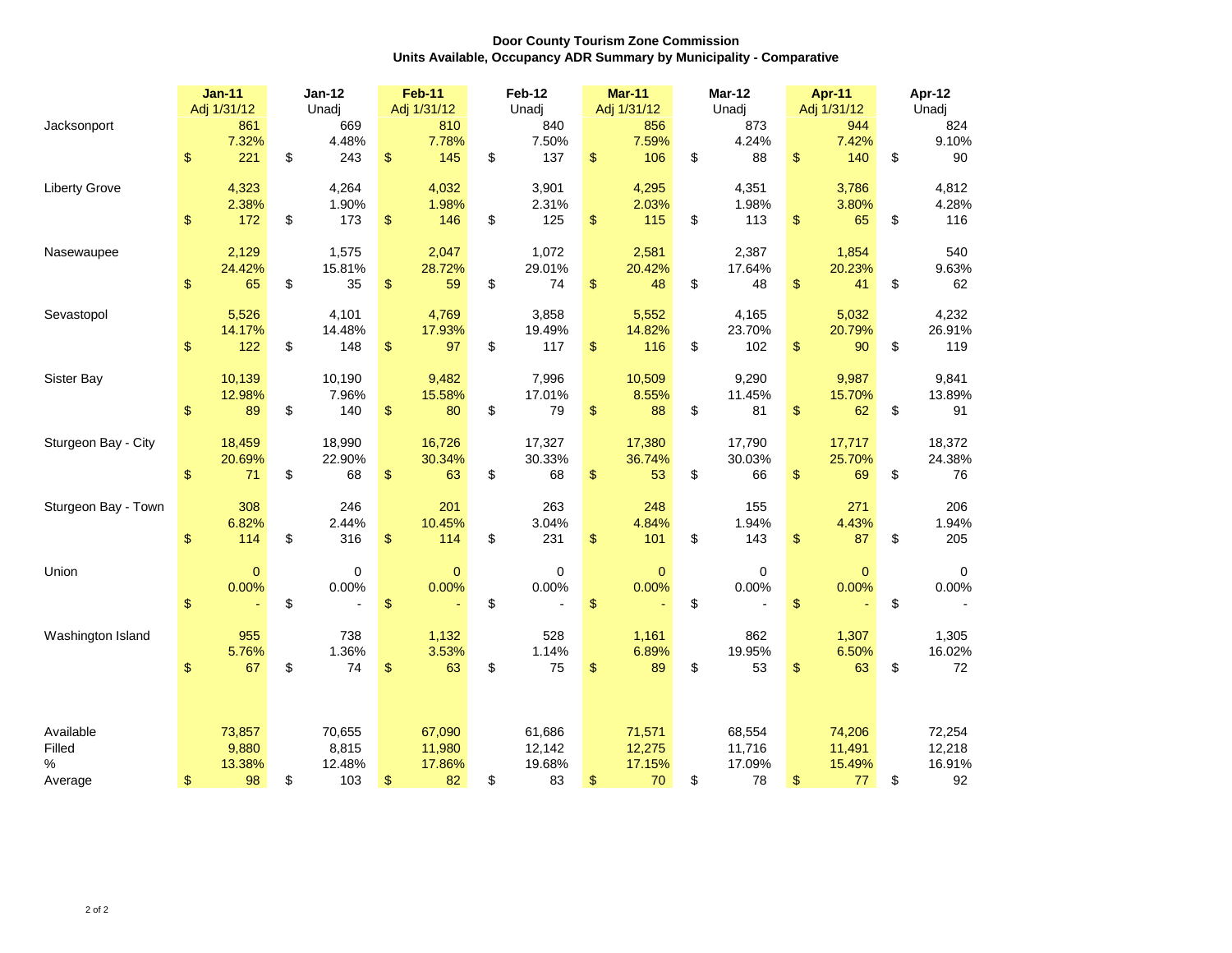**Door County Tourism Zone Commission**
**Units Available, Occupancy ADR Summary by Municipality - Comparative**

| | Jan-11 Adj 1/31/12 | Jan-12 Unadj | Feb-11 Adj 1/31/12 | Feb-12 Unadj | Mar-11 Adj 1/31/12 | Mar-12 Unadj | Apr-11 Adj 1/31/12 | Apr-12 Unadj |
|---|---|---|---|---|---|---|---|---|
| Jacksonport | 861 | 669 | 810 | 840 | 856 | 873 | 944 | 824 |
| | 7.32% | 4.48% | 7.78% | 7.50% | 7.59% | 4.24% | 7.42% | 9.10% |
| | $ 221 | $ 243 | $ 145 | $ 137 | $ 106 | $ 88 | $ 140 | $ 90 |
| Liberty Grove | 4,323 | 4,264 | 4,032 | 3,901 | 4,295 | 4,351 | 3,786 | 4,812 |
| | 2.38% | 1.90% | 1.98% | 2.31% | 2.03% | 1.98% | 3.80% | 4.28% |
| | $ 172 | $ 173 | $ 146 | $ 125 | $ 115 | $ 113 | $ 65 | $ 116 |
| Nasewaupee | 2,129 | 1,575 | 2,047 | 1,072 | 2,581 | 2,387 | 1,854 | 540 |
| | 24.42% | 15.81% | 28.72% | 29.01% | 20.42% | 17.64% | 20.23% | 9.63% |
| | $ 65 | $ 35 | $ 59 | $ 74 | $ 48 | $ 48 | $ 41 | $ 62 |
| Sevastopol | 5,526 | 4,101 | 4,769 | 3,858 | 5,552 | 4,165 | 5,032 | 4,232 |
| | 14.17% | 14.48% | 17.93% | 19.49% | 14.82% | 23.70% | 20.79% | 26.91% |
| | $ 122 | $ 148 | $ 97 | $ 117 | $ 116 | $ 102 | $ 90 | $ 119 |
| Sister Bay | 10,139 | 10,190 | 9,482 | 7,996 | 10,509 | 9,290 | 9,987 | 9,841 |
| | 12.98% | 7.96% | 15.58% | 17.01% | 8.55% | 11.45% | 15.70% | 13.89% |
| | $ 89 | $ 140 | $ 80 | $ 79 | $ 88 | $ 81 | $ 62 | $ 91 |
| Sturgeon Bay - City | 18,459 | 18,990 | 16,726 | 17,327 | 17,380 | 17,790 | 17,717 | 18,372 |
| | 20.69% | 22.90% | 30.34% | 30.33% | 36.74% | 30.03% | 25.70% | 24.38% |
| | $ 71 | $ 68 | $ 63 | $ 68 | $ 53 | $ 66 | $ 69 | $ 76 |
| Sturgeon Bay - Town | 308 | 246 | 201 | 263 | 248 | 155 | 271 | 206 |
| | 6.82% | 2.44% | 10.45% | 3.04% | 4.84% | 1.94% | 4.43% | 1.94% |
| | $ 114 | $ 316 | $ 114 | $ 231 | $ 101 | $ 143 | $ 87 | $ 205 |
| Union | 0 | 0 | 0 | 0 | 0 | 0 | 0 | 0 |
| | 0.00% | 0.00% | 0.00% | 0.00% | 0.00% | 0.00% | 0.00% | 0.00% |
| | $ - | $ - | $ - | $ - | $ - | $ - | $ - | $ - |
| Washington Island | 955 | 738 | 1,132 | 528 | 1,161 | 862 | 1,307 | 1,305 |
| | 5.76% | 1.36% | 3.53% | 1.14% | 6.89% | 19.95% | 6.50% | 16.02% |
| | $ 67 | $ 74 | $ 63 | $ 75 | $ 89 | $ 53 | $ 63 | $ 72 |
| Available | 73,857 | 70,655 | 67,090 | 61,686 | 71,571 | 68,554 | 74,206 | 72,254 |
| Filled | 9,880 | 8,815 | 11,980 | 12,142 | 12,275 | 11,716 | 11,491 | 12,218 |
| % | 13.38% | 12.48% | 17.86% | 19.68% | 17.15% | 17.09% | 15.49% | 16.91% |
| Average | $ 98 | $ 103 | $ 82 | $ 83 | $ 70 | $ 78 | $ 77 | $ 92 |